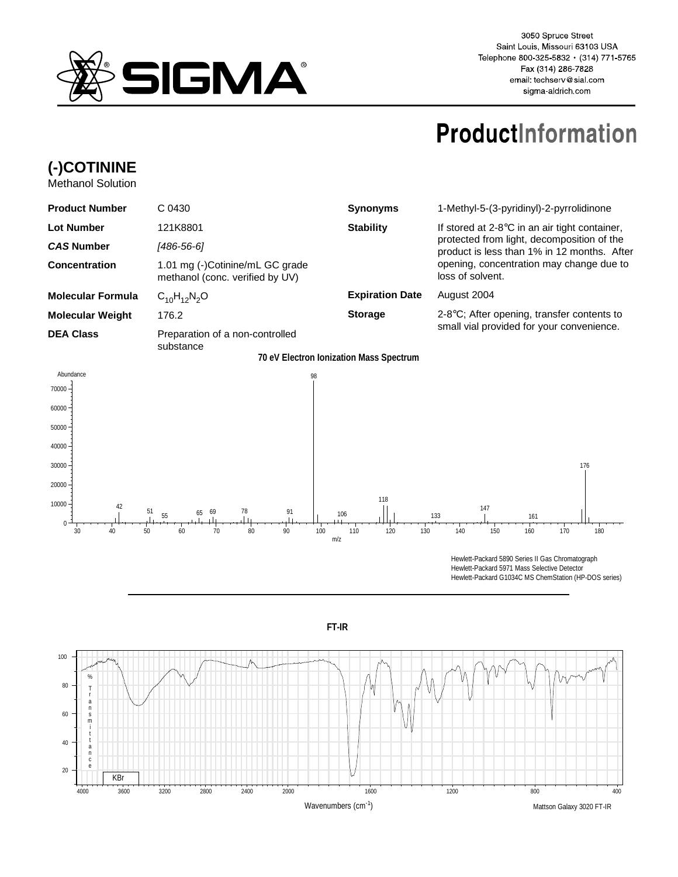SIGMA

3050 Spruce Street
Saint Louis, Missouri 63103 USA
Telephone 800-325-5832 • (314) 771-5765
Fax (314) 286-7828
email: techserv@sial.com
sigma-aldrich.com

# ProductInformation

## (-)COTININE

Methanol Solution

| | | | |
|---|---|---|---|
| **Product Number** | C 0430 | **Synonyms** | 1-Methyl-5-(3-pyridinyl)-2-pyrrolidinone |
| **Lot Number** | 121K8801 | **Stability** | If stored at 2-8°C in an air tight container, protected from light, decomposition of the product is less than 1% in 12 months. After opening, concentration may change due to loss of solvent. |
| ***CAS* Number** | *[486-56-6]* | | |
| **Concentration** | 1.01 mg (-)Cotinine/mL GC grade methanol (conc. verified by UV) | | |
| **Molecular Formula** | $C_{10}H_{12}N_2O$ | **Expiration Date** | August 2004 |
| **Molecular Weight** | 176.2 | **Storage** | 2-8°C; After opening, transfer contents to small vial provided for your convenience. |
| **DEA Class** | Preparation of a non-controlled substance | | |

**70 eV Electron Ionization Mass Spectrum**

Hewlett-Packard 5890 Series II Gas Chromatograph
Hewlett-Packard 5971 Mass Selective Detector
Hewlett-Packard G1034C MS ChemStation (HP-DOS series)

**FT-IR**

Mattson Galaxy 3020 FT-IR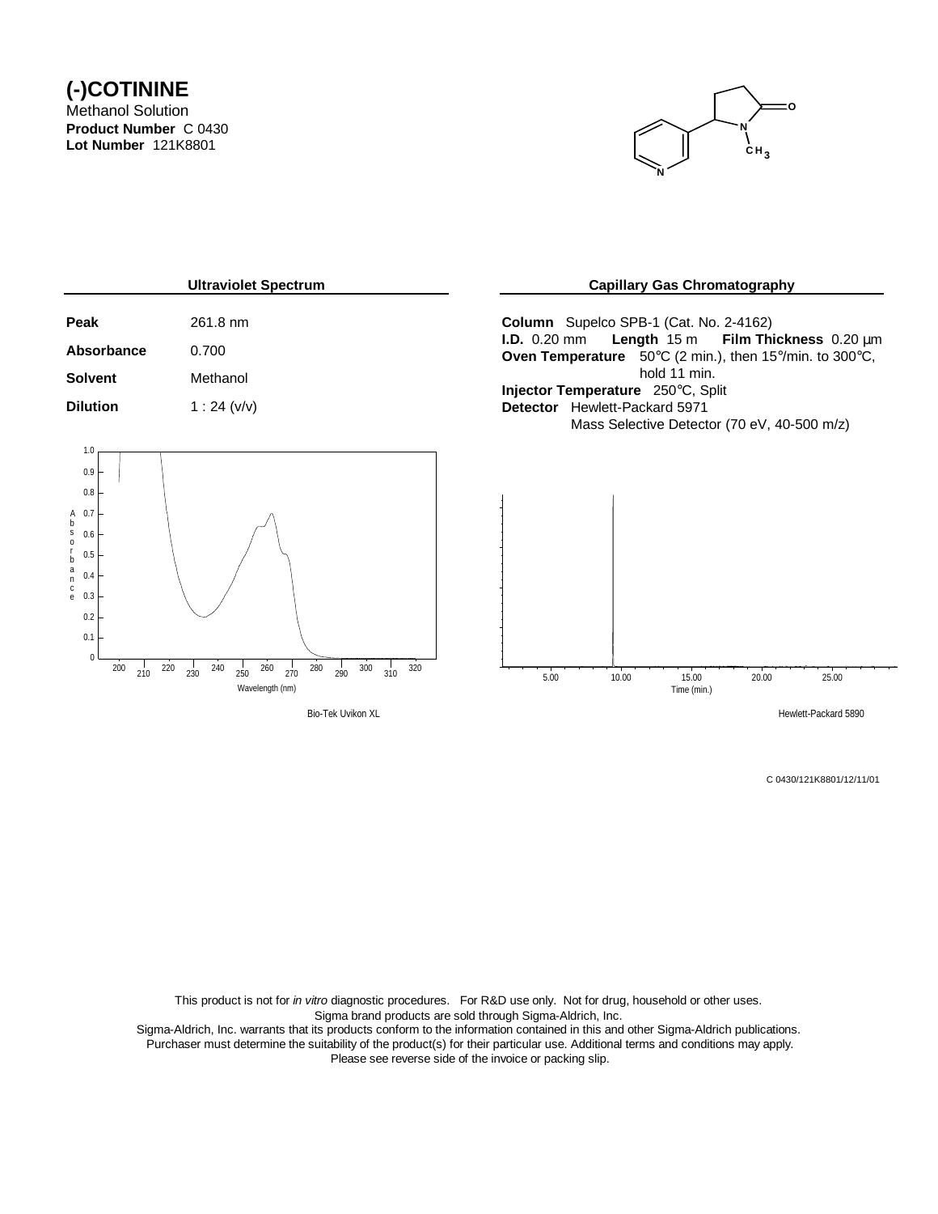# (-)COTININE

Methanol Solution
**Product Number** C 0430
**Lot Number** 121K8801

## Ultraviolet Spectrum

| | |
|---|---|
| **Peak** | 261.8 nm |
| **Absorbance** | 0.700 |
| **Solvent** | Methanol |
| **Dilution** | 1 : 24 (v/v) |

1.0
0.9
0.8
0.7
0.6
0.5
0.4
0.3
0.2
0.1
0
Absorbance
200 210 220 230 240 250 260 270 280 290 300 310 320
Wavelength (nm)

Bio-Tek Uvikon XL

## Capillary Gas Chromatography

**Column** Supelco SPB-1 (Cat. No. 2-4162)
**I.D.** 0.20 mm **Length** 15 m **Film Thickness** 0.20 µm
**Oven Temperature** 50°C (2 min.), then 15°/min. to 300°C, hold 11 min.
**Injector Temperature** 250°C, Split
**Detector** Hewlett-Packard 5971
Mass Selective Detector (70 eV, 40-500 m/z)

5.00 10.00 15.00 20.00 25.00
Time (min.)

Hewlett-Packard 5890

C 0430/121K8801/12/11/01

This product is not for *in vitro* diagnostic procedures. For R&D use only. Not for drug, household or other uses.
Sigma brand products are sold through Sigma-Aldrich, Inc.
Sigma-Aldrich, Inc. warrants that its products conform to the information contained in this and other Sigma-Aldrich publications.
Purchaser must determine the suitability of the product(s) for their particular use. Additional terms and conditions may apply.
Please see reverse side of the invoice or packing slip.